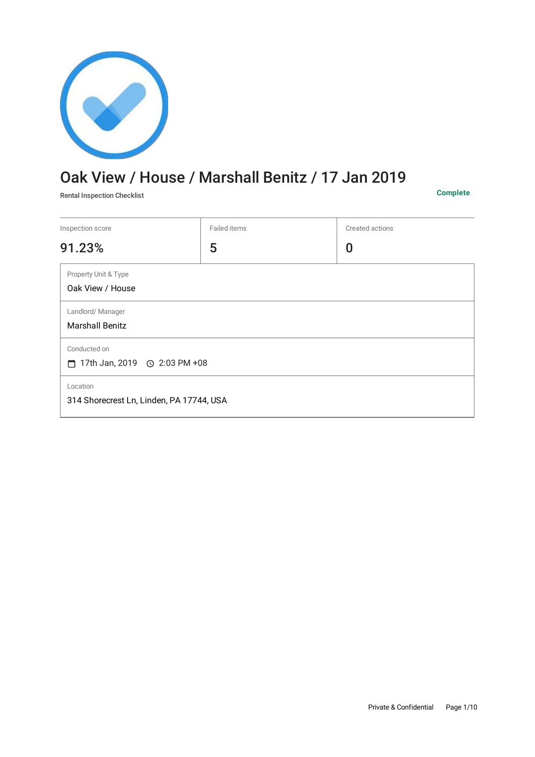# Oak View / House / Marshall Benitz / 17 Jan 2019

**Rental Inspection Checklist**

**Complete**

| Inspection score | Failed items | Created actions |
| --- | --- | --- |
| 91.23% | 5 | 0 |

| | |
| --- | --- |
| Property Unit & Type | Oak View / House |
| Landlord/ Manager | Marshall Benitz |
| Conducted on | 17th Jan, 2019 2:03 PM +08 |
| Location | 314 Shorecrest Ln, Linden, PA 17744, USA |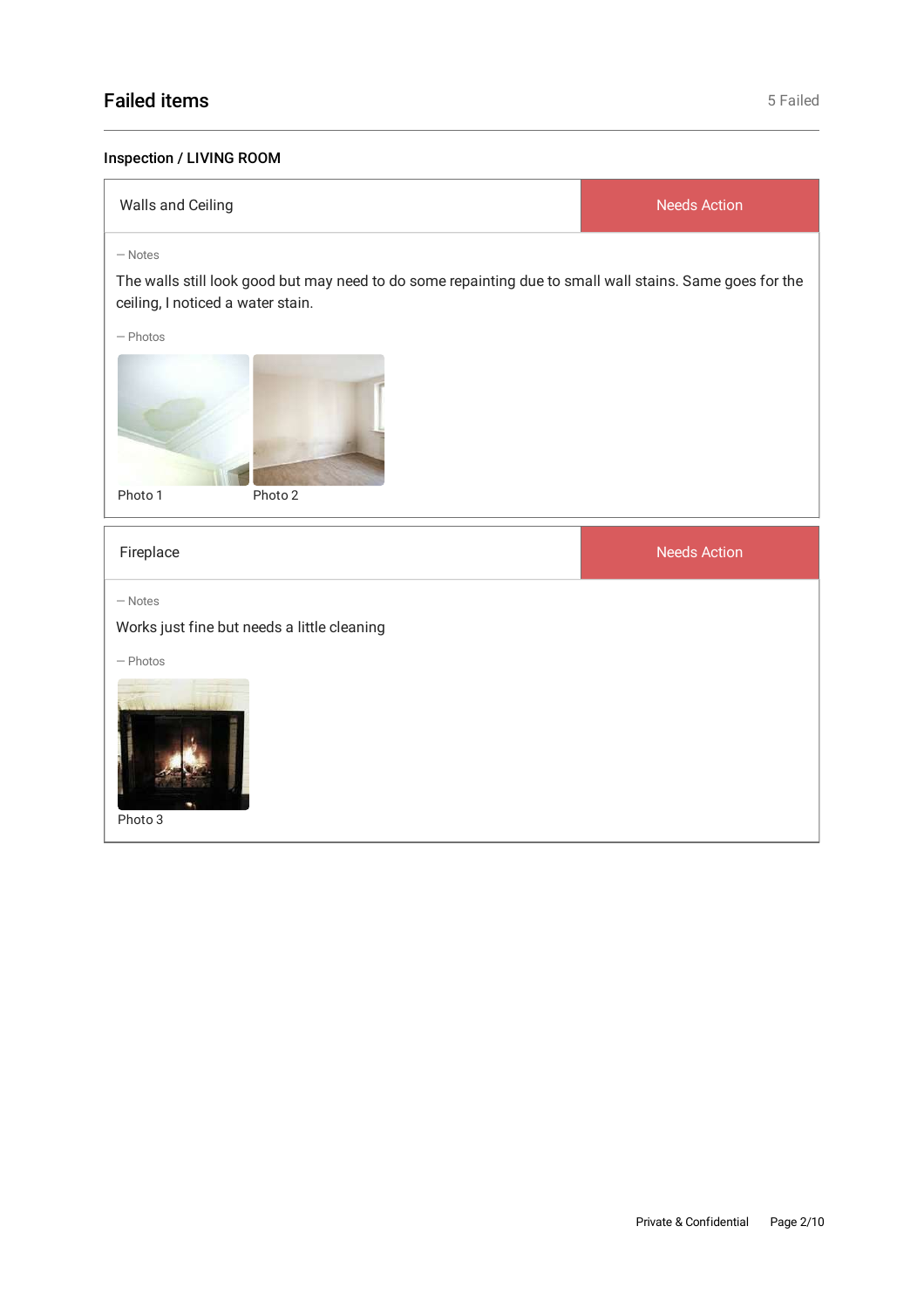## Failed items

5 Failed

### Inspection / LIVING ROOM

| Walls and Ceiling | Needs Action |
| --- | --- |

— Notes

The walls still look good but may need to do some repainting due to small wall stains. Same goes for the ceiling, I noticed a water stain.

— Photos

Photo 1

Photo 2

| Fireplace | Needs Action |
| --- | --- |

— Notes

Works just fine but needs a little cleaning

— Photos

Photo 3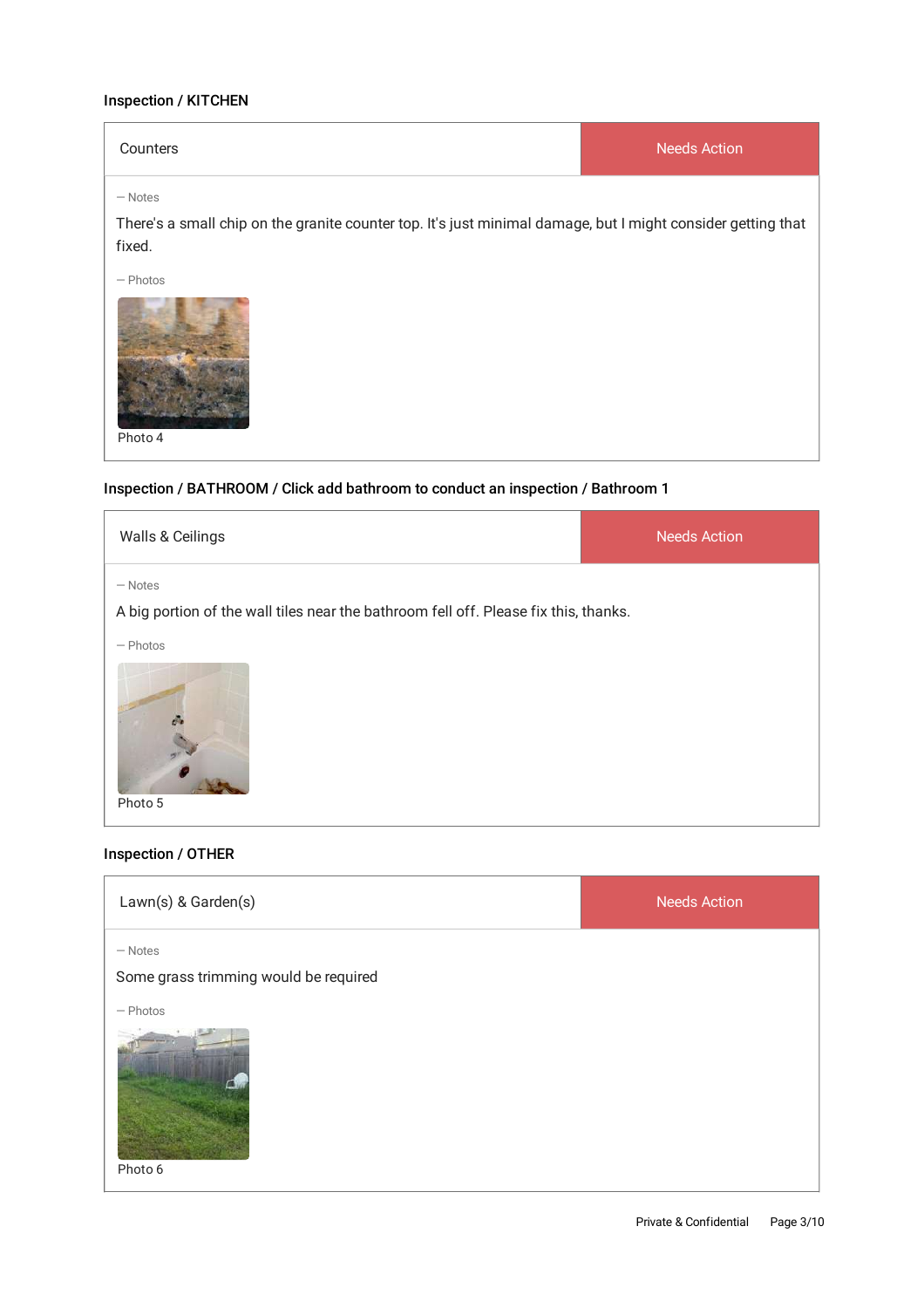### Inspection / KITCHEN

| Counters | Needs Action |
| --- | --- |

— Notes

There's a small chip on the granite counter top. It's just minimal damage, but I might consider getting that fixed.

— Photos

Photo 4

### Inspection / BATHROOM / Click add bathroom to conduct an inspection / Bathroom 1

| Walls & Ceilings | Needs Action |
| --- | --- |

— Notes

A big portion of the wall tiles near the bathroom fell off. Please fix this, thanks.

— Photos

Photo 5

### Inspection / OTHER

| Lawn(s) & Garden(s) | Needs Action |
| --- | --- |

— Notes

Some grass trimming would be required

— Photos

Photo 6

Private & Confidential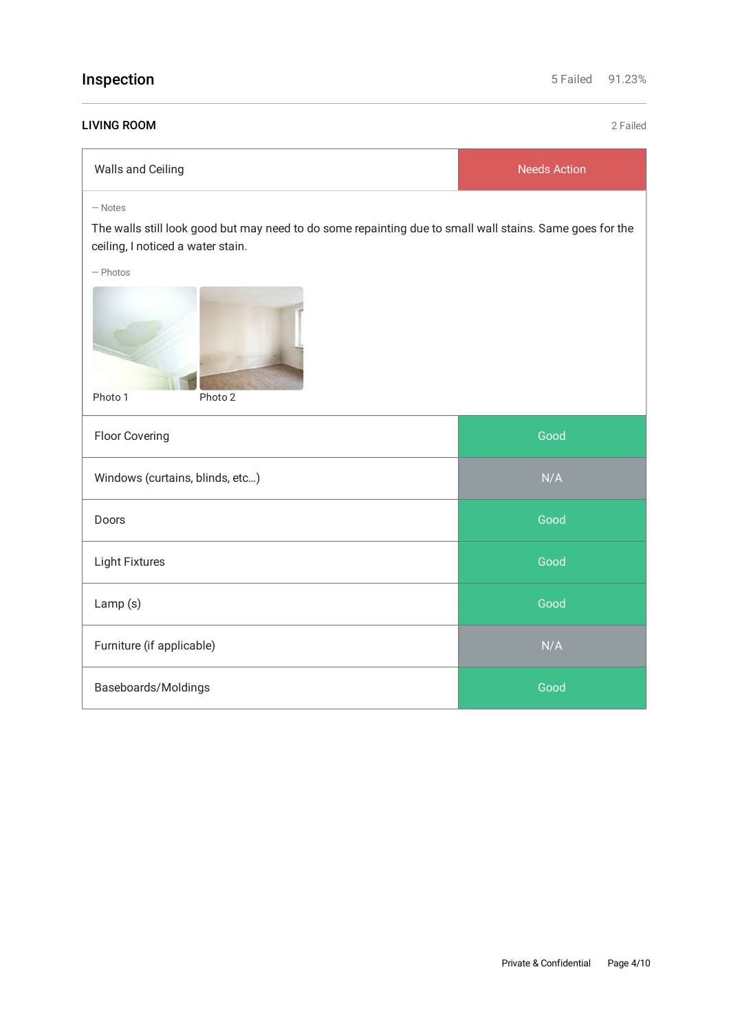## Inspection

5 Failed 91.23%

### LIVING ROOM

2 Failed

| Item | Status |
|---|---|
| Walls and Ceiling | Needs Action |

— Notes

The walls still look good but may need to do some repainting due to small wall stains. Same goes for the ceiling, I noticed a water stain.

— Photos

Photo 1

Photo 2

| Item | Status |
|---|---|
| Floor Covering | Good |
| Windows (curtains, blinds, etc...) | N/A |
| Doors | Good |
| Light Fixtures | Good |
| Lamp (s) | Good |
| Furniture (if applicable) | N/A |
| Baseboards/Moldings | Good |

Private & Confidential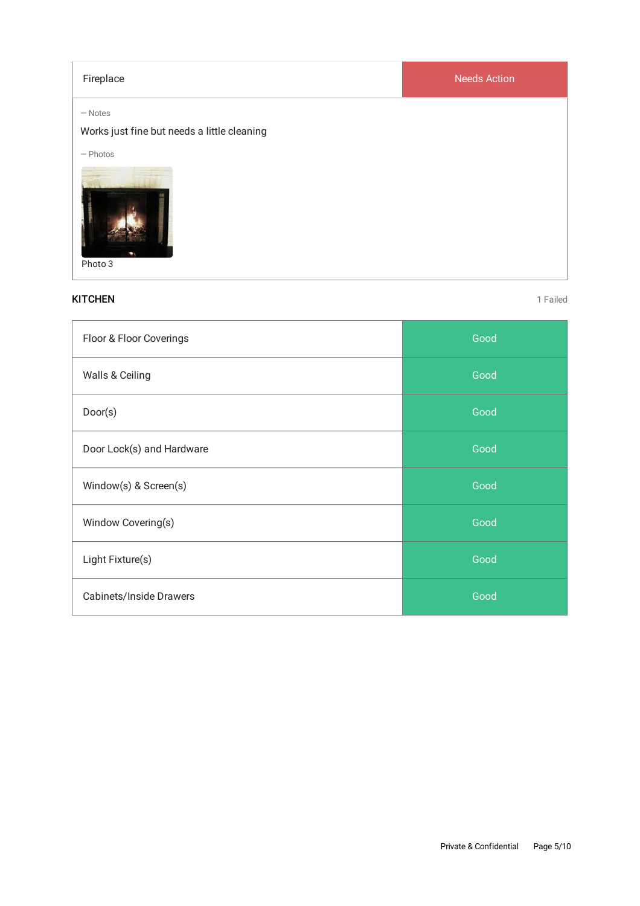| Fireplace | Needs Action |
|---|---|

— Notes

Works just fine but needs a little cleaning

— Photos

Photo 3

## KITCHEN

1 Failed

| Item | Status |
|---|---|
| Floor & Floor Coverings | Good |
| Walls & Ceiling | Good |
| Door(s) | Good |
| Door Lock(s) and Hardware | Good |
| Window(s) & Screen(s) | Good |
| Window Covering(s) | Good |
| Light Fixture(s) | Good |
| Cabinets/Inside Drawers | Good |

Private & Confidential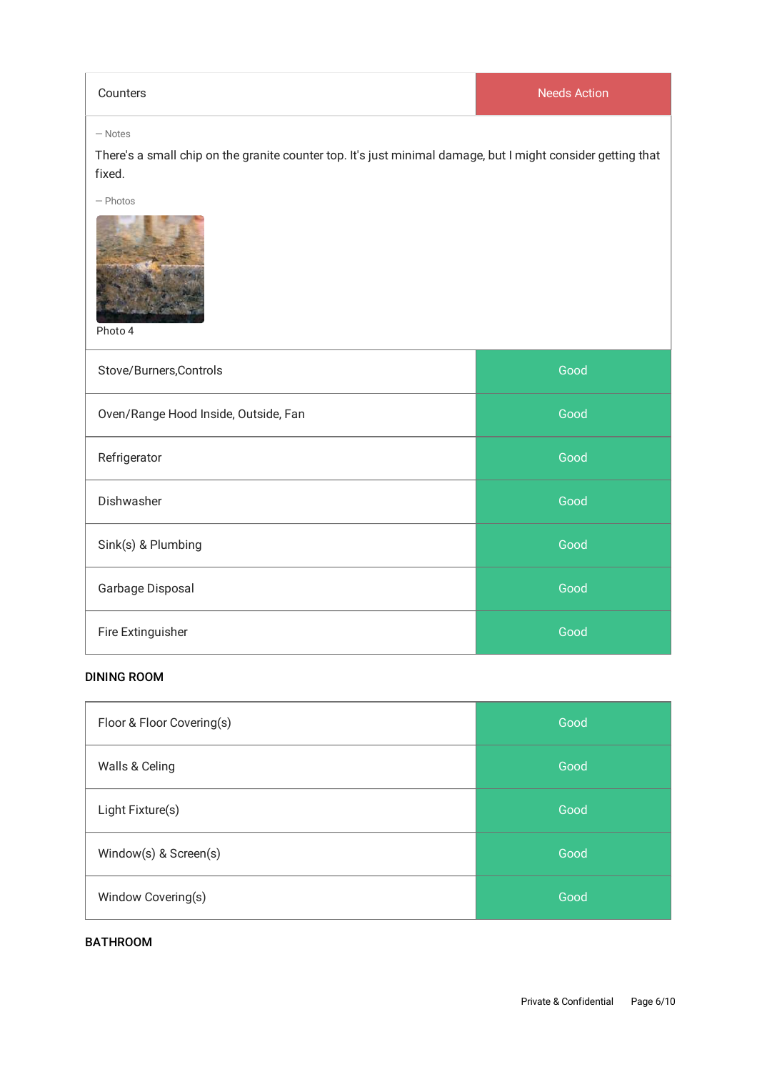| Counters | Needs Action |
| --- | --- |

— Notes

There's a small chip on the granite counter top. It's just minimal damage, but I might consider getting that fixed.

— Photos

Photo 4

| Item | Condition |
| --- | --- |
| Stove/Burners,Controls | Good |
| Oven/Range Hood Inside, Outside, Fan | Good |
| Refrigerator | Good |
| Dishwasher | Good |
| Sink(s) & Plumbing | Good |
| Garbage Disposal | Good |
| Fire Extinguisher | Good |

## DINING ROOM

| Item | Condition |
| --- | --- |
| Floor & Floor Covering(s) | Good |
| Walls & Celing | Good |
| Light Fixture(s) | Good |
| Window(s) & Screen(s) | Good |
| Window Covering(s) | Good |

## BATHROOM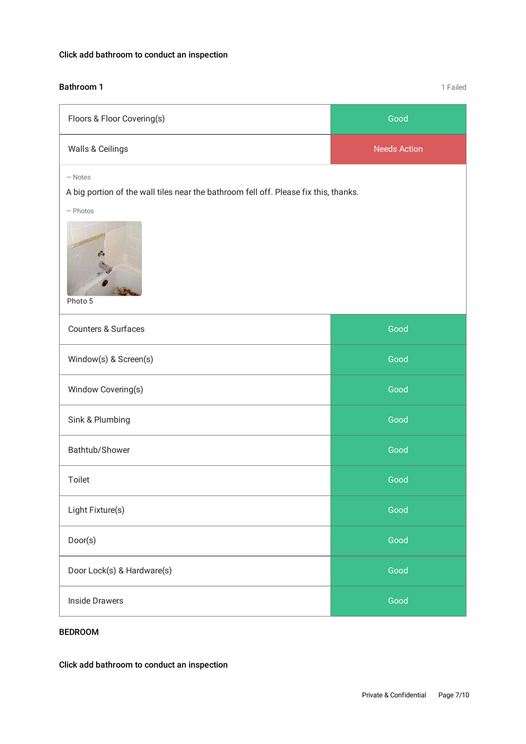Click add bathroom to conduct an inspection

## Bathroom 1

1 Failed

| Item | Status |
| --- | --- |
| Floors & Floor Covering(s) | Good |
| Walls & Ceilings | Needs Action |

— Notes

A big portion of the wall tiles near the bathroom fell off. Please fix this, thanks.

— Photos

Photo 5

| Item | Status |
| --- | --- |
| Counters & Surfaces | Good |
| Window(s) & Screen(s) | Good |
| Window Covering(s) | Good |
| Sink & Plumbing | Good |
| Bathtub/Shower | Good |
| Toilet | Good |
| Light Fixture(s) | Good |
| Door(s) | Good |
| Door Lock(s) & Hardware(s) | Good |
| Inside Drawers | Good |

## BEDROOM

Click add bathroom to conduct an inspection

Private & Confidential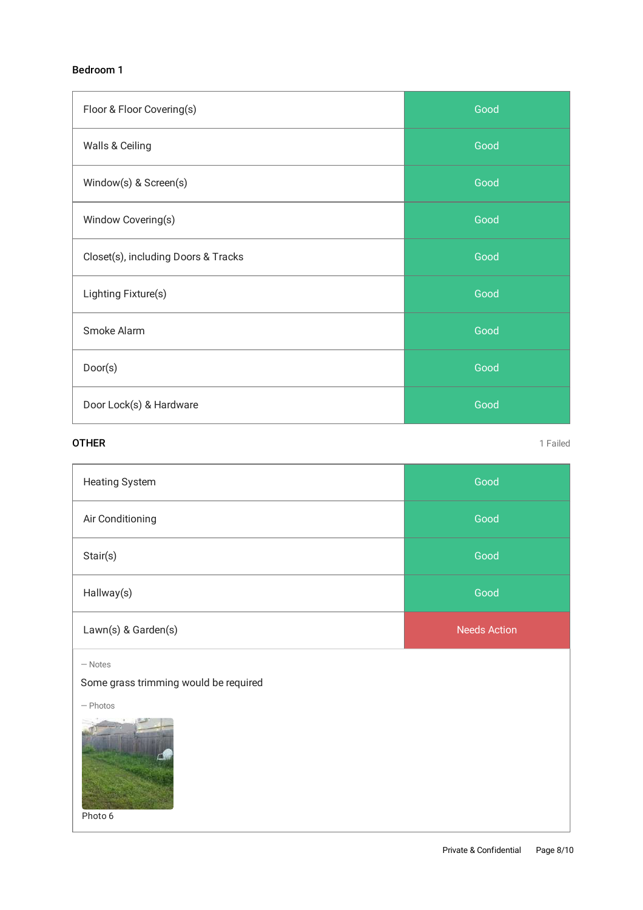### Bedroom 1

| | |
|---|---|
| Floor & Floor Covering(s) | Good |
| Walls & Ceiling | Good |
| Window(s) & Screen(s) | Good |
| Window Covering(s) | Good |
| Closet(s), including Doors & Tracks | Good |
| Lighting Fixture(s) | Good |
| Smoke Alarm | Good |
| Door(s) | Good |
| Door Lock(s) & Hardware | Good |

### OTHER

1 Failed

| | |
|---|---|
| Heating System | Good |
| Air Conditioning | Good |
| Stair(s) | Good |
| Hallway(s) | Good |
| Lawn(s) & Garden(s) | Needs Action |

— Notes

Some grass trimming would be required

— Photos

Photo 6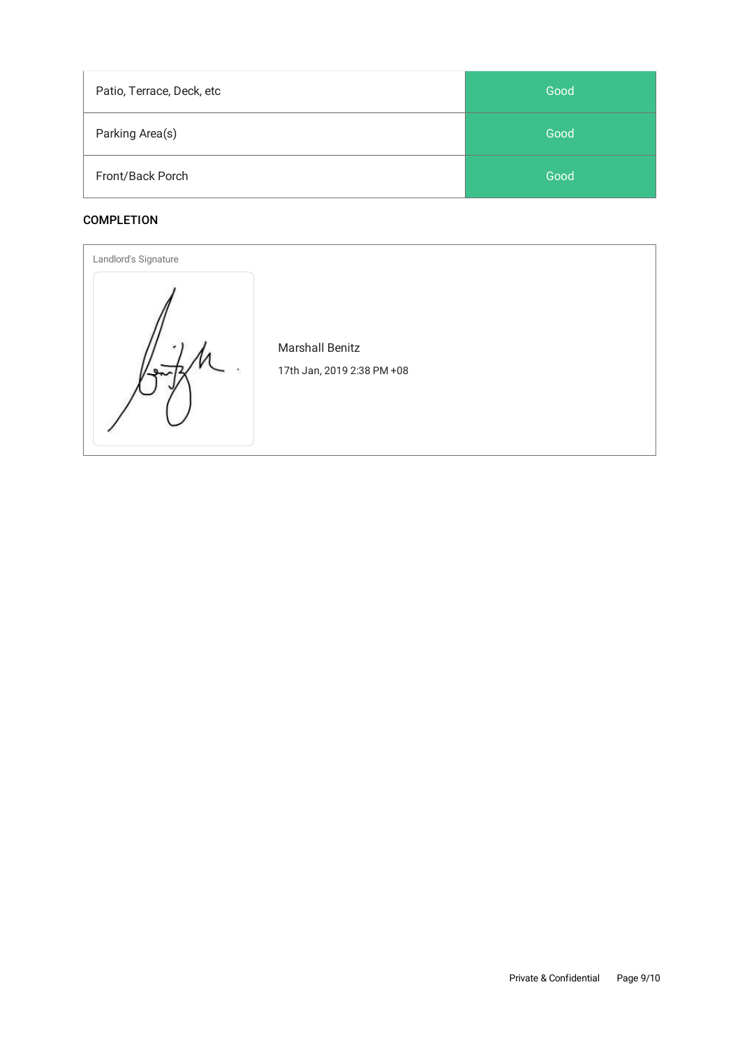| Patio, Terrace, Deck, etc | Good |
|---|---|
| Parking Area(s) | Good |
| Front/Back Porch | Good |

## COMPLETION

Landlord's Signature

Marshall Benitz

17th Jan, 2019 2:38 PM +08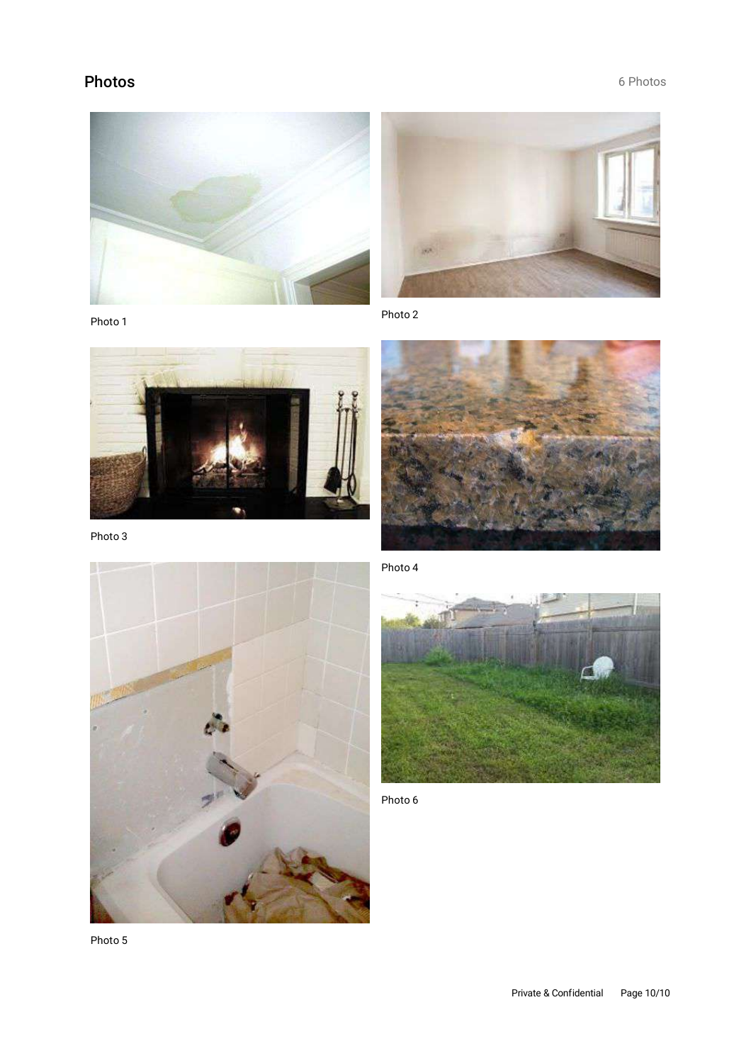## Photos

6 Photos

Photo 1

Photo 2

Photo 3

Photo 4

Photo 5

Photo 6